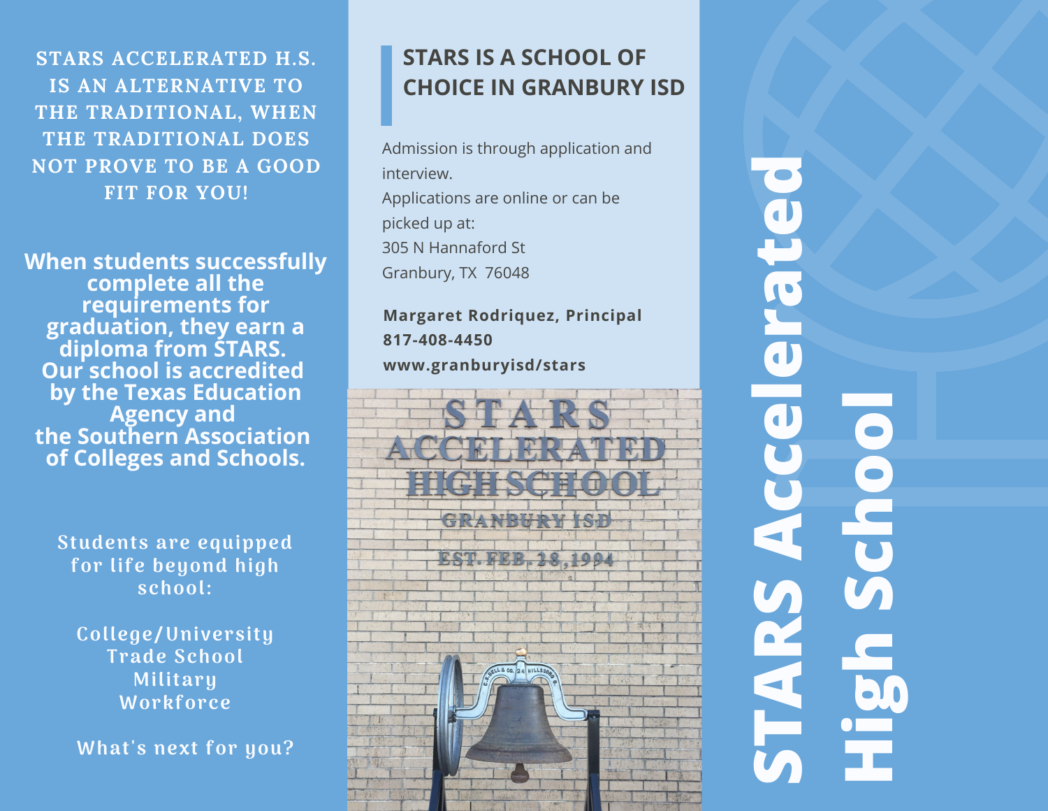STARS ACCELERATED H.S. IS AN ALTERNATIVE TO THE TRADITIONAL, WHEN THE TRADITIONAL DOES NOT PROVE TO BE A GOOD FIT FOR YOU!

**When students successfully complete all the requirements for graduation, they earn a diploma from STARS. Our school is accredited by the Texas Education Agency and the Southern Association of Colleges and Schools.**

Students are equipped for life beyond high school:

College/University
Trade School
Military
Workforce

What's next for you?

## STARS IS A SCHOOL OF CHOICE IN GRANBURY ISD

Admission is through application and interview.
Applications are online or can be picked up at:
305 N Hannaford St
Granbury, TX 76048

**Margaret Rodriquez, Principal**
**817-408-4450**
**www.granburyisd/stars**

STARS ACCELERATED HIGH SCHOOL
GRANBURY ISD
EST. FEB. 28, 1994

# STARS Accelerated High School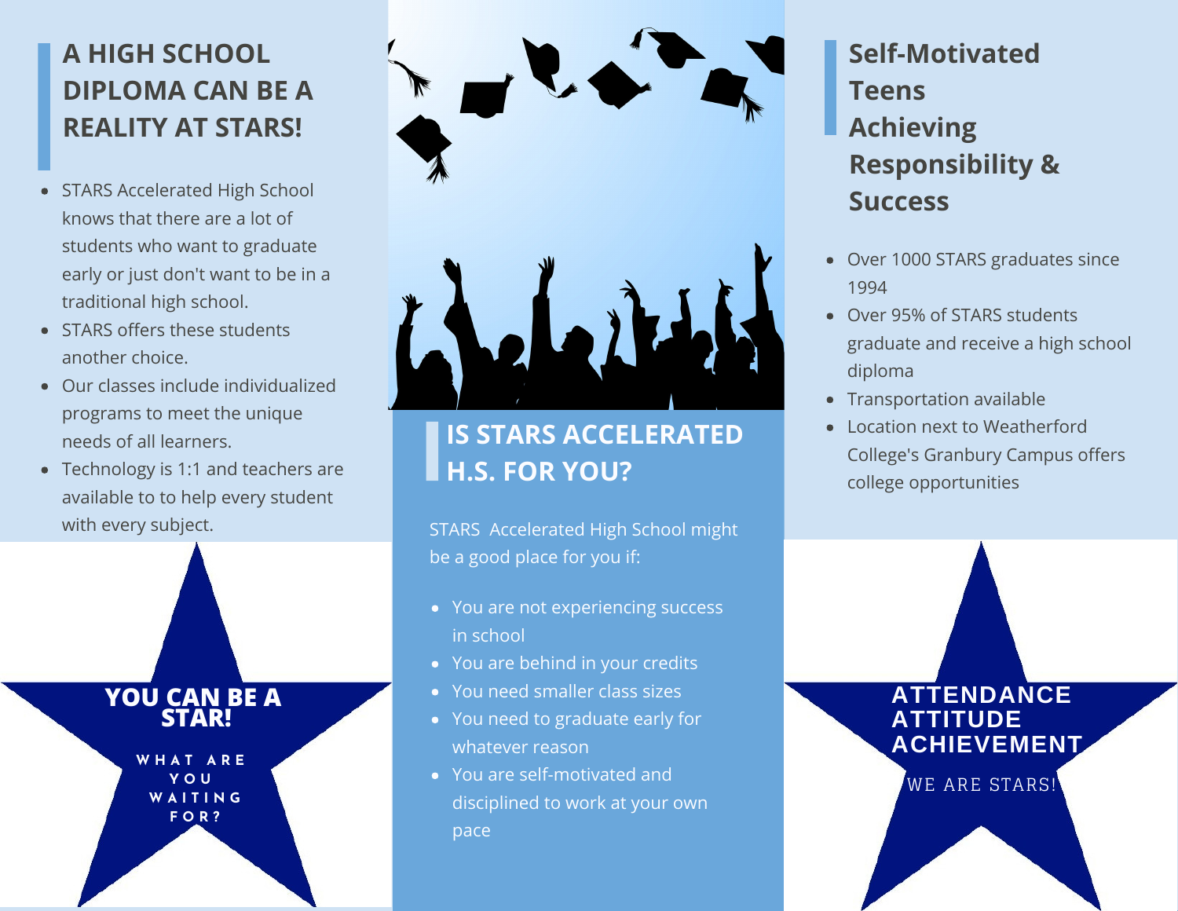## A HIGH SCHOOL DIPLOMA CAN BE A REALITY AT STARS!

- STARS Accelerated High School knows that there are a lot of students who want to graduate early or just don't want to be in a traditional high school.
- STARS offers these students another choice.
- Our classes include individualized programs to meet the unique needs of all learners.
- Technology is 1:1 and teachers are available to to help every student with every subject.

**YOU CAN BE A STAR!**

WHAT ARE YOU WAITING FOR?

## IS STARS ACCELERATED H.S. FOR YOU?

STARS Accelerated High School might be a good place for you if:

- You are not experiencing success in school
- You are behind in your credits
- You need smaller class sizes
- You need to graduate early for whatever reason
- You are self-motivated and disciplined to work at your own pace

## Self-Motivated Teens Achieving Responsibility & Success

- Over 1000 STARS graduates since 1994
- Over 95% of STARS students graduate and receive a high school diploma
- Transportation available
- Location next to Weatherford College's Granbury Campus offers college opportunities

**ATTENDANCE**
**ATTITUDE**
**ACHIEVEMENT**

WE ARE STARS!